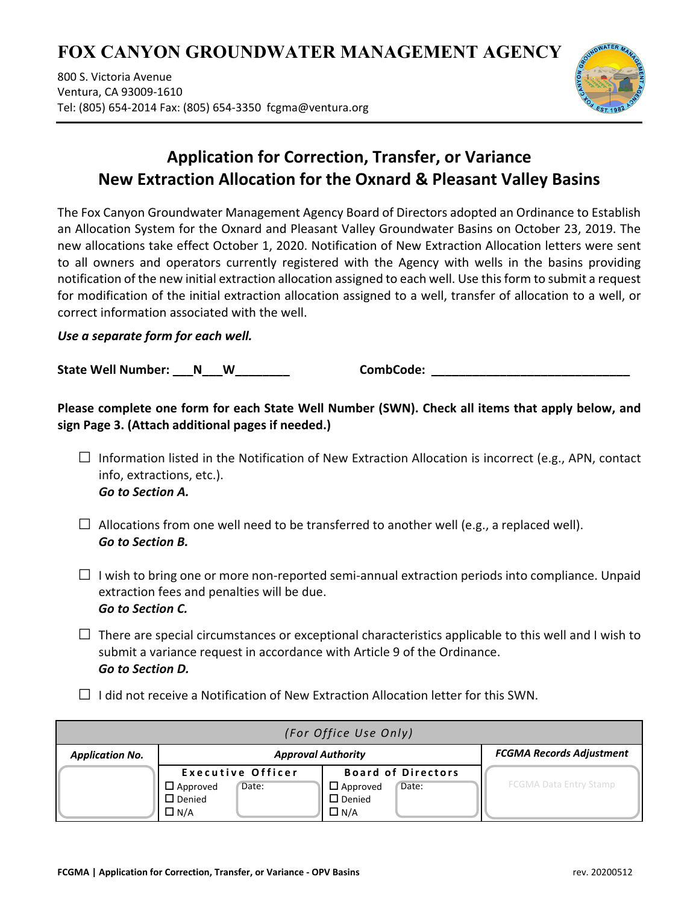# FOX CANYON GROUNDWATER MANAGEMENT AGENCY

800 S. Victoria Avenue
Ventura, CA 93009-1610
Tel: (805) 654-2014 Fax: (805) 654-3350 fcgma@ventura.org

## Application for Correction, Transfer, or Variance
## New Extraction Allocation for the Oxnard & Pleasant Valley Basins

The Fox Canyon Groundwater Management Agency Board of Directors adopted an Ordinance to Establish an Allocation System for the Oxnard and Pleasant Valley Groundwater Basins on October 23, 2019. The new allocations take effect October 1, 2020. Notification of New Extraction Allocation letters were sent to all owners and operators currently registered with the Agency with wells in the basins providing notification of the new initial extraction allocation assigned to each well. Use this form to submit a request for modification of the initial extraction allocation assigned to a well, transfer of allocation to a well, or correct information associated with the well.

***Use a separate form for each well.***

**State Well Number: ___N___W________** **CombCode: ____________________________**

**Please complete one form for each State Well Number (SWN). Check all items that apply below, and sign Page 3. (Attach additional pages if needed.)**

- ☐ Information listed in the Notification of New Extraction Allocation is incorrect (e.g., APN, contact info, extractions, etc.).
  ***Go to Section A.***

- ☐ Allocations from one well need to be transferred to another well (e.g., a replaced well).
  ***Go to Section B.***

- ☐ I wish to bring one or more non-reported semi-annual extraction periods into compliance. Unpaid extraction fees and penalties will be due.
  ***Go to Section C.***

- ☐ There are special circumstances or exceptional characteristics applicable to this well and I wish to submit a variance request in accordance with Article 9 of the Ordinance.
  ***Go to Section D.***

- ☐ I did not receive a Notification of New Extraction Allocation letter for this SWN.

| *(For Office Use Only)* | | | |
|---|---|---|---|
| ***Application No.*** | ***Approval Authority*** | | ***FCGMA Records Adjustment*** |
| | **Executive Officer** | **Board of Directors** | |
| | ☐ Approved ☐ Denied ☐ N/A Date: | ☐ Approved ☐ Denied ☐ N/A Date: | FCGMA Data Entry Stamp |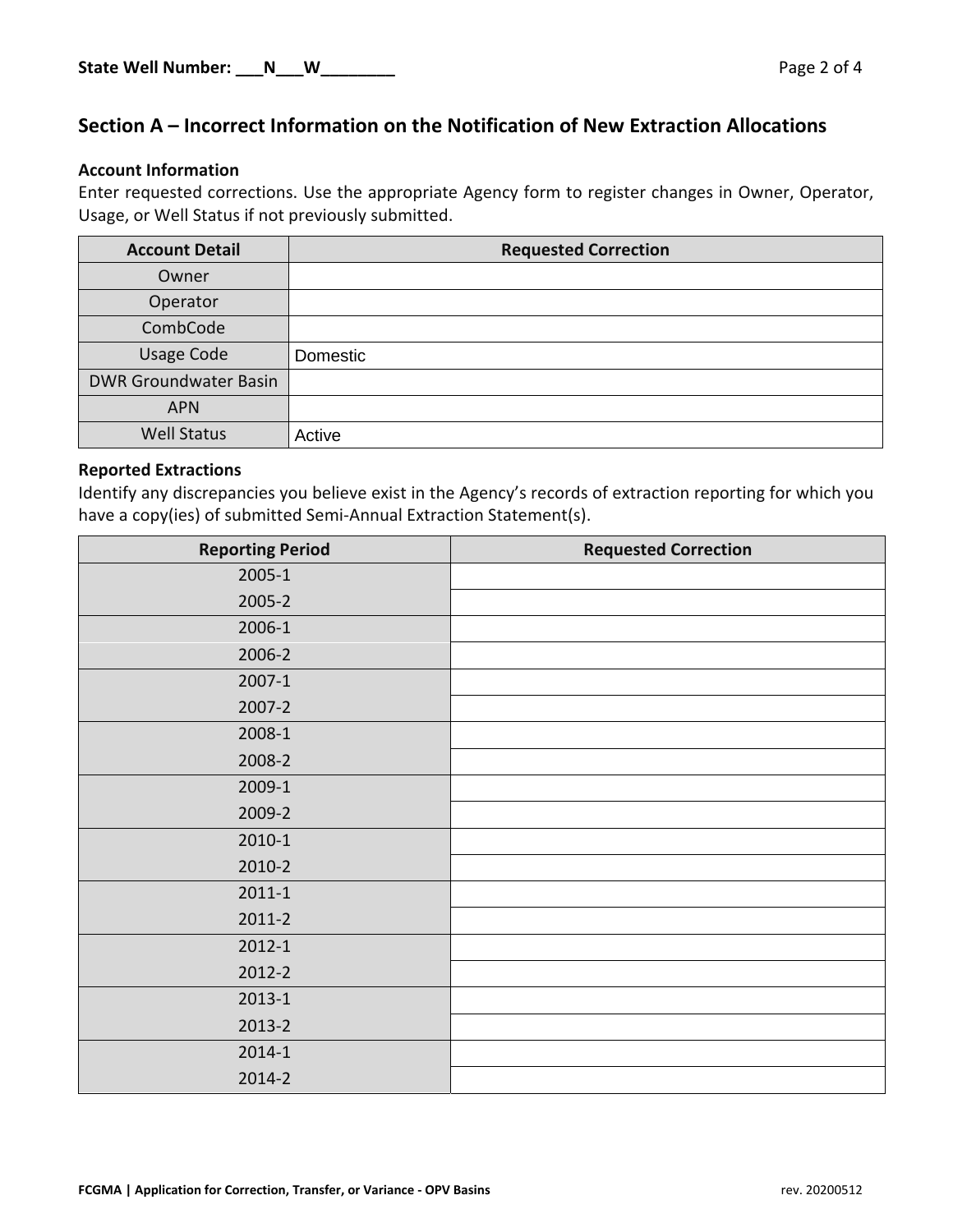State Well Number: ___N___W________

## Section A – Incorrect Information on the Notification of New Extraction Allocations

### Account Information

Enter requested corrections. Use the appropriate Agency form to register changes in Owner, Operator, Usage, or Well Status if not previously submitted.

| Account Detail | Requested Correction |
|---|---|
| Owner | |
| Operator | |
| CombCode | |
| Usage Code | Domestic |
| DWR Groundwater Basin | |
| APN | |
| Well Status | Active |

### Reported Extractions

Identify any discrepancies you believe exist in the Agency's records of extraction reporting for which you have a copy(ies) of submitted Semi-Annual Extraction Statement(s).

| Reporting Period | Requested Correction |
|---|---|
| 2005-1 | |
| 2005-2 | |
| 2006-1 | |
| 2006-2 | |
| 2007-1 | |
| 2007-2 | |
| 2008-1 | |
| 2008-2 | |
| 2009-1 | |
| 2009-2 | |
| 2010-1 | |
| 2010-2 | |
| 2011-1 | |
| 2011-2 | |
| 2012-1 | |
| 2012-2 | |
| 2013-1 | |
| 2013-2 | |
| 2014-1 | |
| 2014-2 | |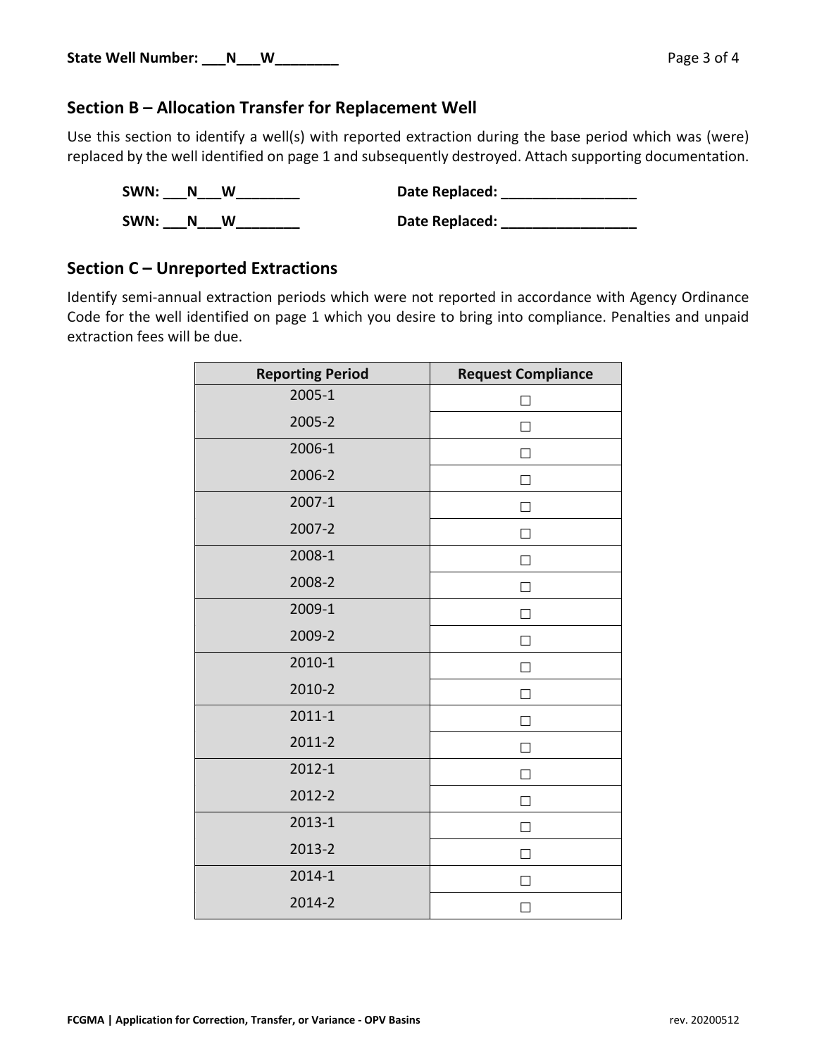**State Well Number: ___N___W________**

## Section B – Allocation Transfer for Replacement Well

Use this section to identify a well(s) with reported extraction during the base period which was (were) replaced by the well identified on page 1 and subsequently destroyed. Attach supporting documentation.

**SWN: ___N___W________** **Date Replaced: _________________**

**SWN: ___N___W________** **Date Replaced: _________________**

## Section C – Unreported Extractions

Identify semi-annual extraction periods which were not reported in accordance with Agency Ordinance Code for the well identified on page 1 which you desire to bring into compliance. Penalties and unpaid extraction fees will be due.

| Reporting Period | Request Compliance |
|---|---|
| 2005-1 | ☐ |
| 2005-2 | ☐ |
| 2006-1 | ☐ |
| 2006-2 | ☐ |
| 2007-1 | ☐ |
| 2007-2 | ☐ |
| 2008-1 | ☐ |
| 2008-2 | ☐ |
| 2009-1 | ☐ |
| 2009-2 | ☐ |
| 2010-1 | ☐ |
| 2010-2 | ☐ |
| 2011-1 | ☐ |
| 2011-2 | ☐ |
| 2012-1 | ☐ |
| 2012-2 | ☐ |
| 2013-1 | ☐ |
| 2013-2 | ☐ |
| 2014-1 | ☐ |
| 2014-2 | ☐ |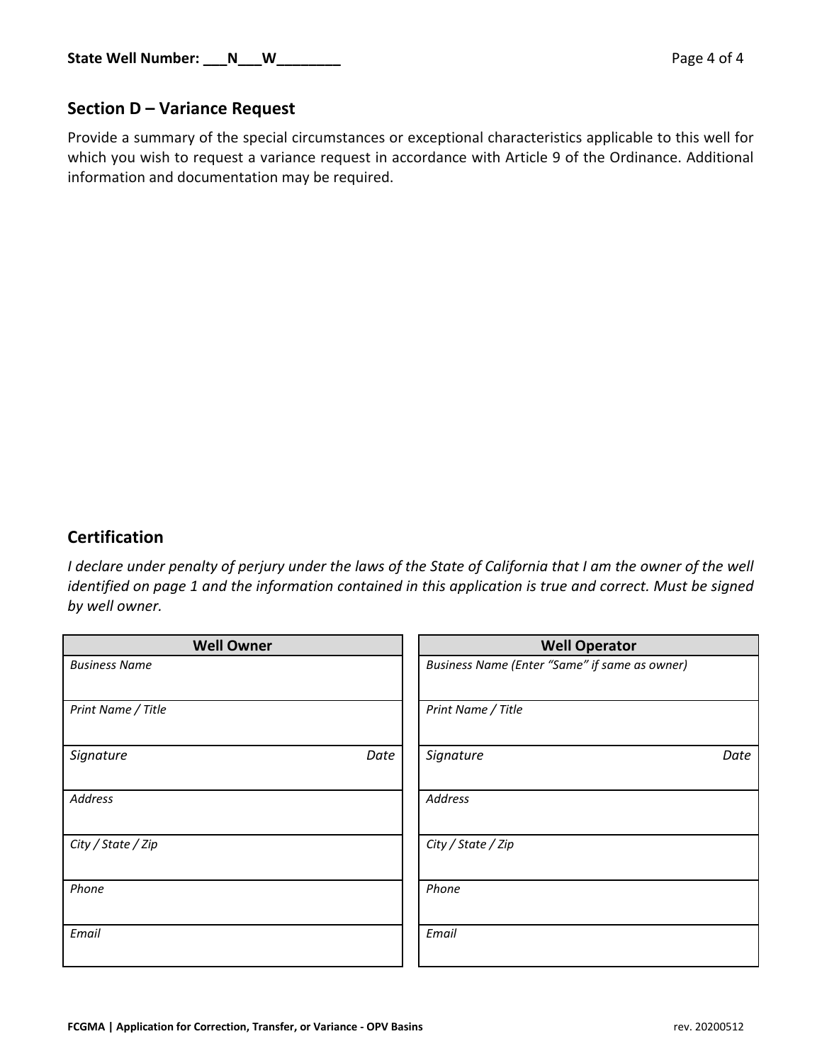**State Well Number: \_\_\_N\_\_\_W\_\_\_\_\_\_\_\_**

## Section D – Variance Request

Provide a summary of the special circumstances or exceptional characteristics applicable to this well for which you wish to request a variance request in accordance with Article 9 of the Ordinance. Additional information and documentation may be required.

## Certification

*I declare under penalty of perjury under the laws of the State of California that I am the owner of the well identified on page 1 and the information contained in this application is true and correct. Must be signed by well owner.*

| Well Owner | Well Operator |
|---|---|
| *Business Name* | *Business Name (Enter "Same" if same as owner)* |
| *Print Name / Title* | *Print Name / Title* |
| *Signature* *Date* | *Signature* *Date* |
| *Address* | *Address* |
| *City / State / Zip* | *City / State / Zip* |
| *Phone* | *Phone* |
| *Email* | *Email* |